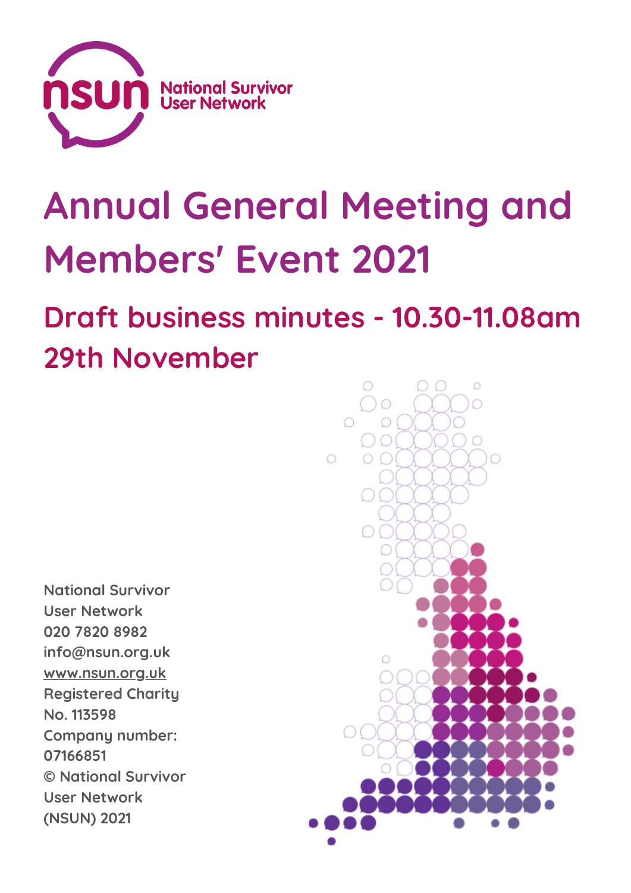nsun National Survivor User Network

# Annual General Meeting and Members' Event 2021

## Draft business minutes - 10.30-11.08am 29th November

National Survivor User Network
020 7820 8982
info@nsun.org.uk
www.nsun.org.uk
Registered Charity No. 113598
Company number: 07166851
© National Survivor User Network (NSUN) 2021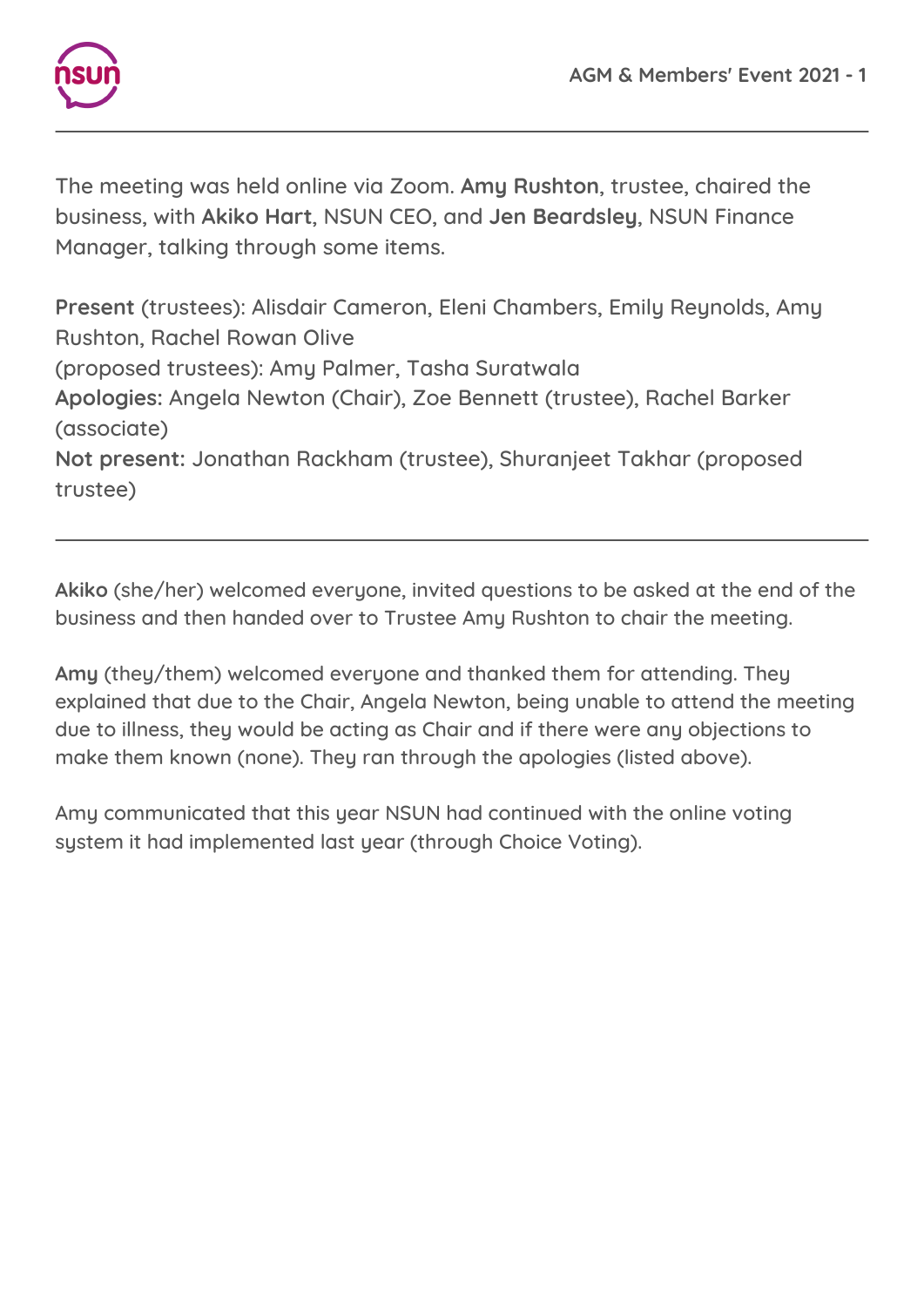The meeting was held online via Zoom. **Amy Rushton**, trustee, chaired the business, with **Akiko Hart**, NSUN CEO, and **Jen Beardsley**, NSUN Finance Manager, talking through some items.

**Present** (trustees): Alisdair Cameron, Eleni Chambers, Emily Reynolds, Amy Rushton, Rachel Rowan Olive
(proposed trustees): Amy Palmer, Tasha Suratwala
**Apologies:** Angela Newton (Chair), Zoe Bennett (trustee), Rachel Barker (associate)
**Not present:** Jonathan Rackham (trustee), Shuranjeet Takhar (proposed trustee)

---

**Akiko** (she/her) welcomed everyone, invited questions to be asked at the end of the business and then handed over to Trustee Amy Rushton to chair the meeting.

**Amy** (they/them) welcomed everyone and thanked them for attending. They explained that due to the Chair, Angela Newton, being unable to attend the meeting due to illness, they would be acting as Chair and if there were any objections to make them known (none). They ran through the apologies (listed above).

Amy communicated that this year NSUN had continued with the online voting system it had implemented last year (through Choice Voting).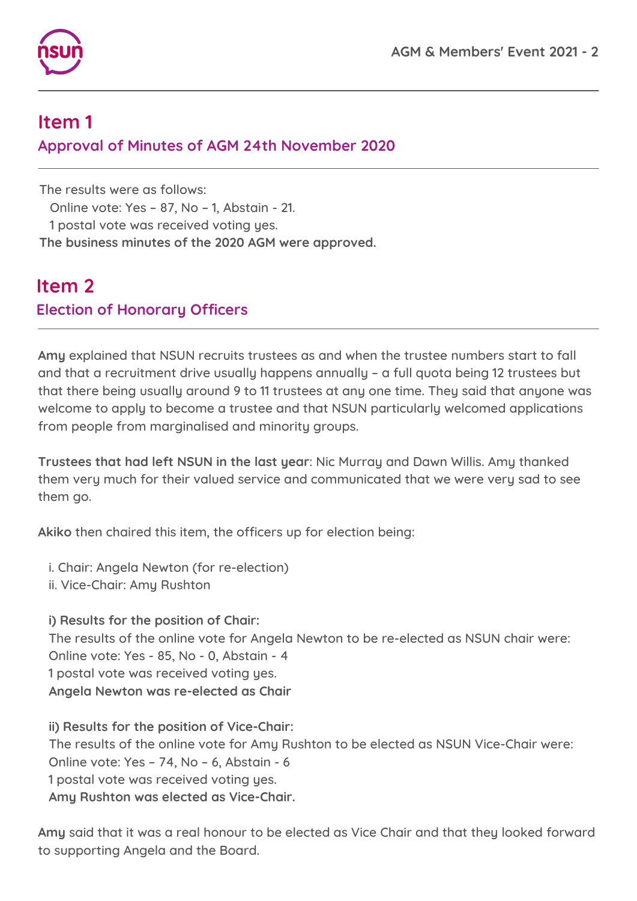## Item 1

### Approval of Minutes of AGM 24th November 2020

The results were as follows:

Online vote: Yes – 87, No – 1, Abstain - 21.

1 postal vote was received voting yes.

**The business minutes of the 2020 AGM were approved.**

## Item 2

### Election of Honorary Officers

**Amy** explained that NSUN recruits trustees as and when the trustee numbers start to fall and that a recruitment drive usually happens annually – a full quota being 12 trustees but that there being usually around 9 to 11 trustees at any one time. They said that anyone was welcome to apply to become a trustee and that NSUN particularly welcomed applications from people from marginalised and minority groups.

**Trustees that had left NSUN in the last year**: Nic Murray and Dawn Willis. Amy thanked them very much for their valued service and communicated that we were very sad to see them go.

**Akiko** then chaired this item, the officers up for election being:

i. Chair: Angela Newton (for re-election)
ii. Vice-Chair: Amy Rushton

**i) Results for the position of Chair:**

The results of the online vote for Angela Newton to be re-elected as NSUN chair were:

Online vote: Yes - 85, No - 0, Abstain - 4

1 postal vote was received voting yes.

**Angela Newton was re-elected as Chair**

**ii) Results for the position of Vice-Chair:**

The results of the online vote for Amy Rushton to be elected as NSUN Vice-Chair were:

Online vote: Yes – 74, No – 6, Abstain - 6

1 postal vote was received voting yes.

**Amy Rushton was elected as Vice-Chair.**

**Amy** said that it was a real honour to be elected as Vice Chair and that they looked forward to supporting Angela and the Board.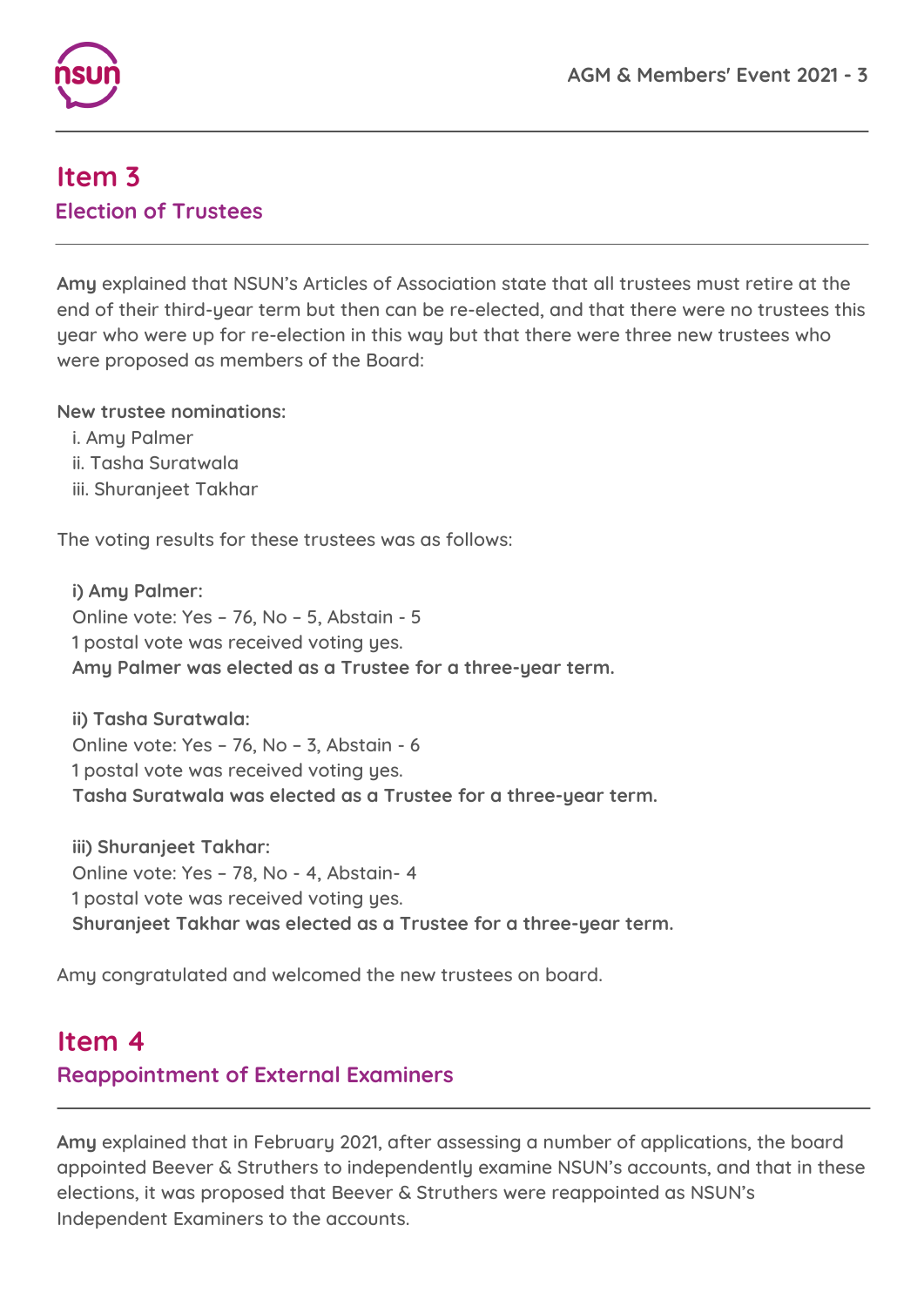# Item 3

## Election of Trustees

**Amy** explained that NSUN's Articles of Association state that all trustees must retire at the end of their third-year term but then can be re-elected, and that there were no trustees this year who were up for re-election in this way but that there were three new trustees who were proposed as members of the Board:

**New trustee nominations:**

i. Amy Palmer
ii. Tasha Suratwala
iii. Shuranjeet Takhar

The voting results for these trustees was as follows:

**i) Amy Palmer:**
Online vote: Yes – 76, No – 5, Abstain - 5
1 postal vote was received voting yes.
**Amy Palmer was elected as a Trustee for a three-year term.**

**ii) Tasha Suratwala:**
Online vote: Yes – 76, No – 3, Abstain - 6
1 postal vote was received voting yes.
**Tasha Suratwala was elected as a Trustee for a three-year term.**

**iii) Shuranjeet Takhar:**
Online vote: Yes – 78, No - 4, Abstain- 4
1 postal vote was received voting yes.
**Shuranjeet Takhar was elected as a Trustee for a three-year term.**

Amy congratulated and welcomed the new trustees on board.

# Item 4

## Reappointment of External Examiners

**Amy** explained that in February 2021, after assessing a number of applications, the board appointed Beever & Struthers to independently examine NSUN's accounts, and that in these elections, it was proposed that Beever & Struthers were reappointed as NSUN's Independent Examiners to the accounts.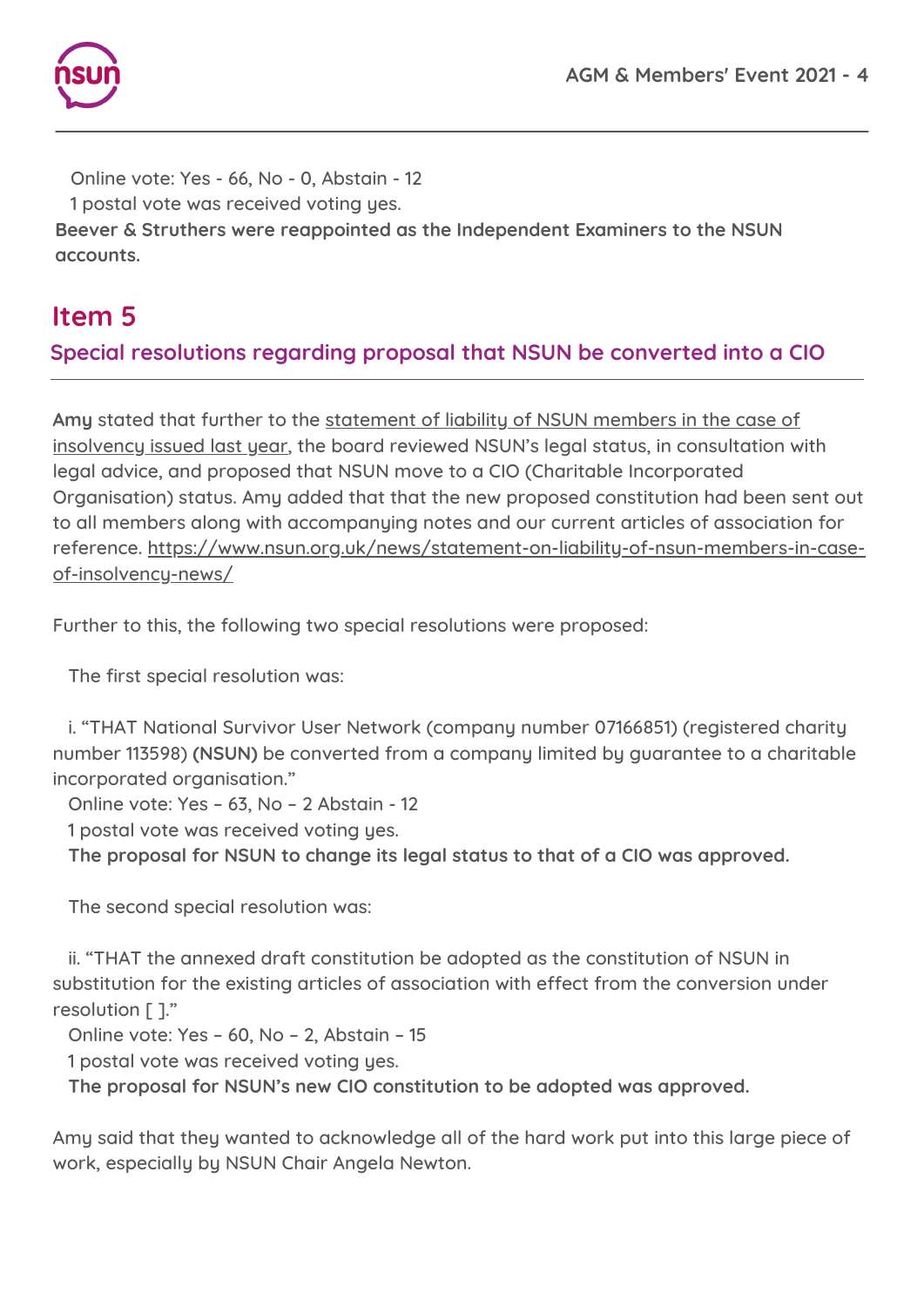Online vote: Yes - 66, No - 0, Abstain - 12

1 postal vote was received voting yes.

**Beever & Struthers were reappointed as the Independent Examiners to the NSUN accounts.**

## Item 5

### Special resolutions regarding proposal that NSUN be converted into a CIO

**Amy** stated that further to the statement of liability of NSUN members in the case of insolvency issued last year, the board reviewed NSUN's legal status, in consultation with legal advice, and proposed that NSUN move to a CIO (Charitable Incorporated Organisation) status. Amy added that that the new proposed constitution had been sent out to all members along with accompanying notes and our current articles of association for reference. https://www.nsun.org.uk/news/statement-on-liability-of-nsun-members-in-case-of-insolvency-news/

Further to this, the following two special resolutions were proposed:

The first special resolution was:

i. "THAT National Survivor User Network (company number 07166851) (registered charity number 113598) **(NSUN)** be converted from a company limited by guarantee to a charitable incorporated organisation."

Online vote: Yes – 63, No – 2 Abstain - 12

1 postal vote was received voting yes.

**The proposal for NSUN to change its legal status to that of a CIO was approved.**

The second special resolution was:

ii. "THAT the annexed draft constitution be adopted as the constitution of NSUN in substitution for the existing articles of association with effect from the conversion under resolution [ ]."

Online vote: Yes – 60, No – 2, Abstain – 15

1 postal vote was received voting yes.

**The proposal for NSUN's new CIO constitution to be adopted was approved.**

Amy said that they wanted to acknowledge all of the hard work put into this large piece of work, especially by NSUN Chair Angela Newton.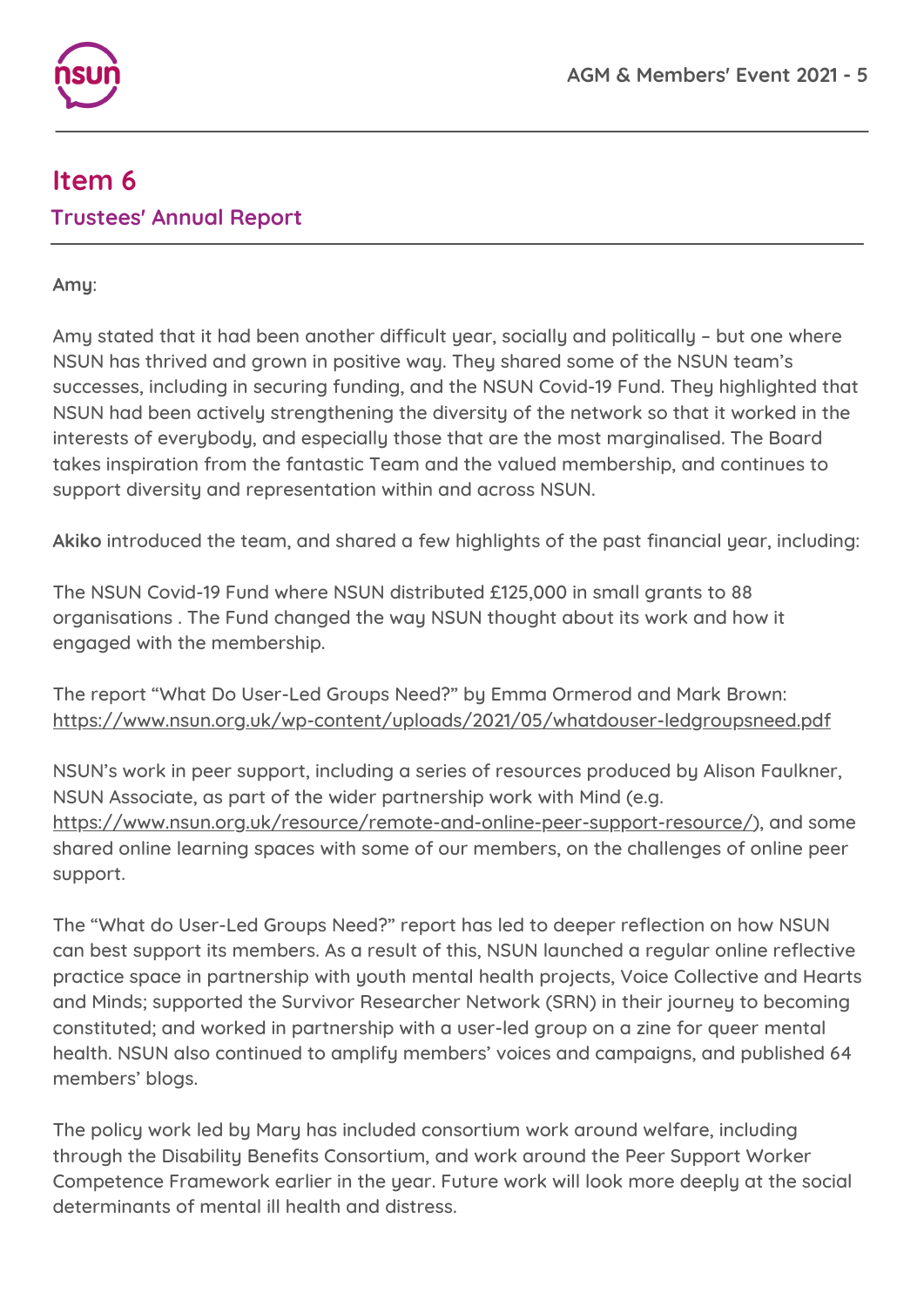## Item 6

### Trustees' Annual Report

**Amy**:

Amy stated that it had been another difficult year, socially and politically – but one where NSUN has thrived and grown in positive way. They shared some of the NSUN team's successes, including in securing funding, and the NSUN Covid-19 Fund. They highlighted that NSUN had been actively strengthening the diversity of the network so that it worked in the interests of everybody, and especially those that are the most marginalised. The Board takes inspiration from the fantastic Team and the valued membership, and continues to support diversity and representation within and across NSUN.

**Akiko** introduced the team, and shared a few highlights of the past financial year, including:

The NSUN Covid-19 Fund where NSUN distributed £125,000 in small grants to 88 organisations . The Fund changed the way NSUN thought about its work and how it engaged with the membership.

The report "What Do User-Led Groups Need?" by Emma Ormerod and Mark Brown: https://www.nsun.org.uk/wp-content/uploads/2021/05/whatdouser-ledgroupsneed.pdf

NSUN's work in peer support, including a series of resources produced by Alison Faulkner, NSUN Associate, as part of the wider partnership work with Mind (e.g. https://www.nsun.org.uk/resource/remote-and-online-peer-support-resource/), and some shared online learning spaces with some of our members, on the challenges of online peer support.

The "What do User-Led Groups Need?" report has led to deeper reflection on how NSUN can best support its members. As a result of this, NSUN launched a regular online reflective practice space in partnership with youth mental health projects, Voice Collective and Hearts and Minds; supported the Survivor Researcher Network (SRN) in their journey to becoming constituted; and worked in partnership with a user-led group on a zine for queer mental health. NSUN also continued to amplify members' voices and campaigns, and published 64 members' blogs.

The policy work led by Mary has included consortium work around welfare, including through the Disability Benefits Consortium, and work around the Peer Support Worker Competence Framework earlier in the year. Future work will look more deeply at the social determinants of mental ill health and distress.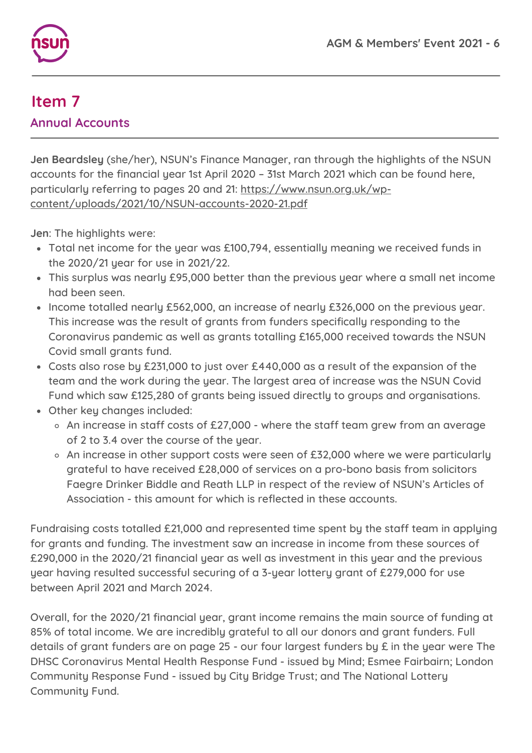## Item 7

### Annual Accounts

**Jen Beardsley** (she/her), NSUN's Finance Manager, ran through the highlights of the NSUN accounts for the financial year 1st April 2020 – 31st March 2021 which can be found here, particularly referring to pages 20 and 21: https://www.nsun.org.uk/wp-content/uploads/2021/10/NSUN-accounts-2020-21.pdf

**Jen**: The highlights were:

- Total net income for the year was £100,794, essentially meaning we received funds in the 2020/21 year for use in 2021/22.
- This surplus was nearly £95,000 better than the previous year where a small net income had been seen.
- Income totalled nearly £562,000, an increase of nearly £326,000 on the previous year. This increase was the result of grants from funders specifically responding to the Coronavirus pandemic as well as grants totalling £165,000 received towards the NSUN Covid small grants fund.
- Costs also rose by £231,000 to just over £440,000 as a result of the expansion of the team and the work during the year. The largest area of increase was the NSUN Covid Fund which saw £125,280 of grants being issued directly to groups and organisations.
- Other key changes included:
  - An increase in staff costs of £27,000 - where the staff team grew from an average of 2 to 3.4 over the course of the year.
  - An increase in other support costs were seen of £32,000 where we were particularly grateful to have received £28,000 of services on a pro-bono basis from solicitors Faegre Drinker Biddle and Reath LLP in respect of the review of NSUN's Articles of Association - this amount for which is reflected in these accounts.

Fundraising costs totalled £21,000 and represented time spent by the staff team in applying for grants and funding. The investment saw an increase in income from these sources of £290,000 in the 2020/21 financial year as well as investment in this year and the previous year having resulted successful securing of a 3-year lottery grant of £279,000 for use between April 2021 and March 2024.

Overall, for the 2020/21 financial year, grant income remains the main source of funding at 85% of total income. We are incredibly grateful to all our donors and grant funders. Full details of grant funders are on page 25 - our four largest funders by £ in the year were The DHSC Coronavirus Mental Health Response Fund - issued by Mind; Esmee Fairbairn; London Community Response Fund - issued by City Bridge Trust; and The National Lottery Community Fund.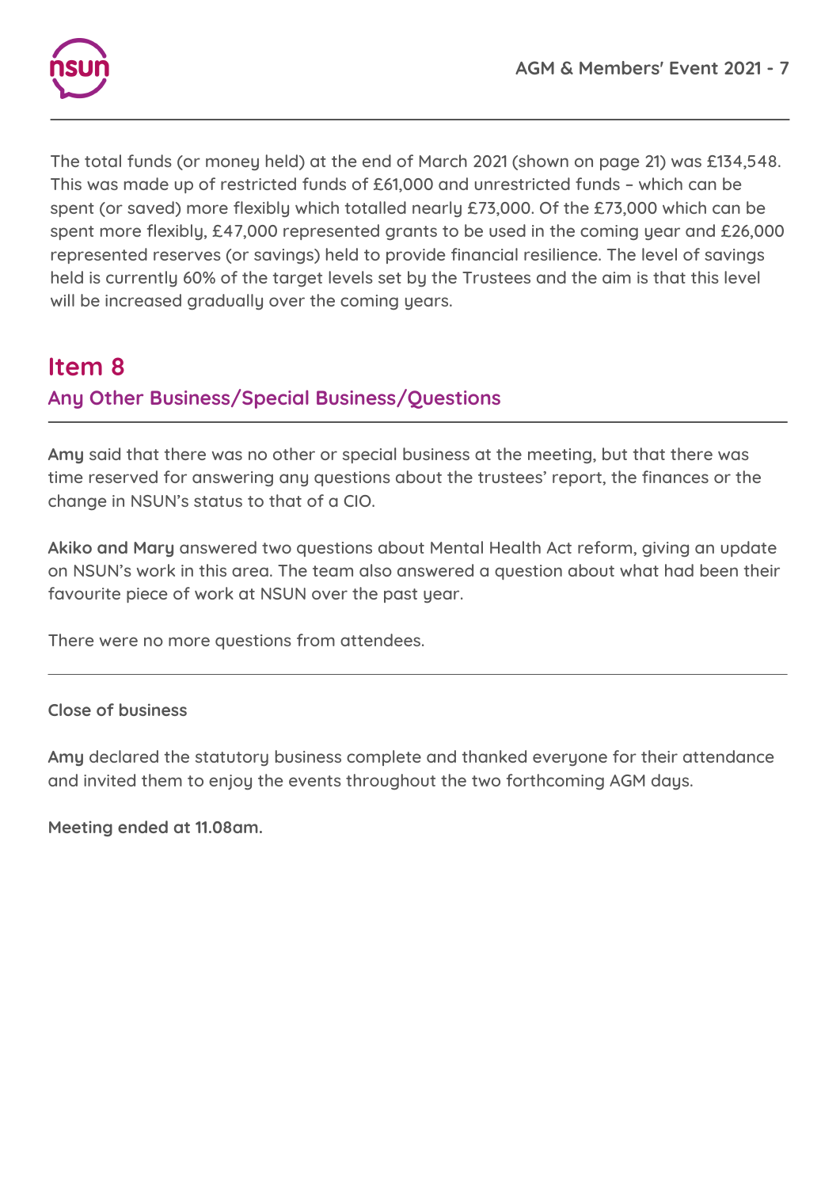The total funds (or money held) at the end of March 2021 (shown on page 21) was £134,548. This was made up of restricted funds of £61,000 and unrestricted funds – which can be spent (or saved) more flexibly which totalled nearly £73,000. Of the £73,000 which can be spent more flexibly, £47,000 represented grants to be used in the coming year and £26,000 represented reserves (or savings) held to provide financial resilience. The level of savings held is currently 60% of the target levels set by the Trustees and the aim is that this level will be increased gradually over the coming years.

## Item 8

### Any Other Business/Special Business/Questions

**Amy** said that there was no other or special business at the meeting, but that there was time reserved for answering any questions about the trustees' report, the finances or the change in NSUN's status to that of a CIO.

**Akiko and Mary** answered two questions about Mental Health Act reform, giving an update on NSUN's work in this area. The team also answered a question about what had been their favourite piece of work at NSUN over the past year.

There were no more questions from attendees.

---

**Close of business**

**Amy** declared the statutory business complete and thanked everyone for their attendance and invited them to enjoy the events throughout the two forthcoming AGM days.

**Meeting ended at 11.08am.**